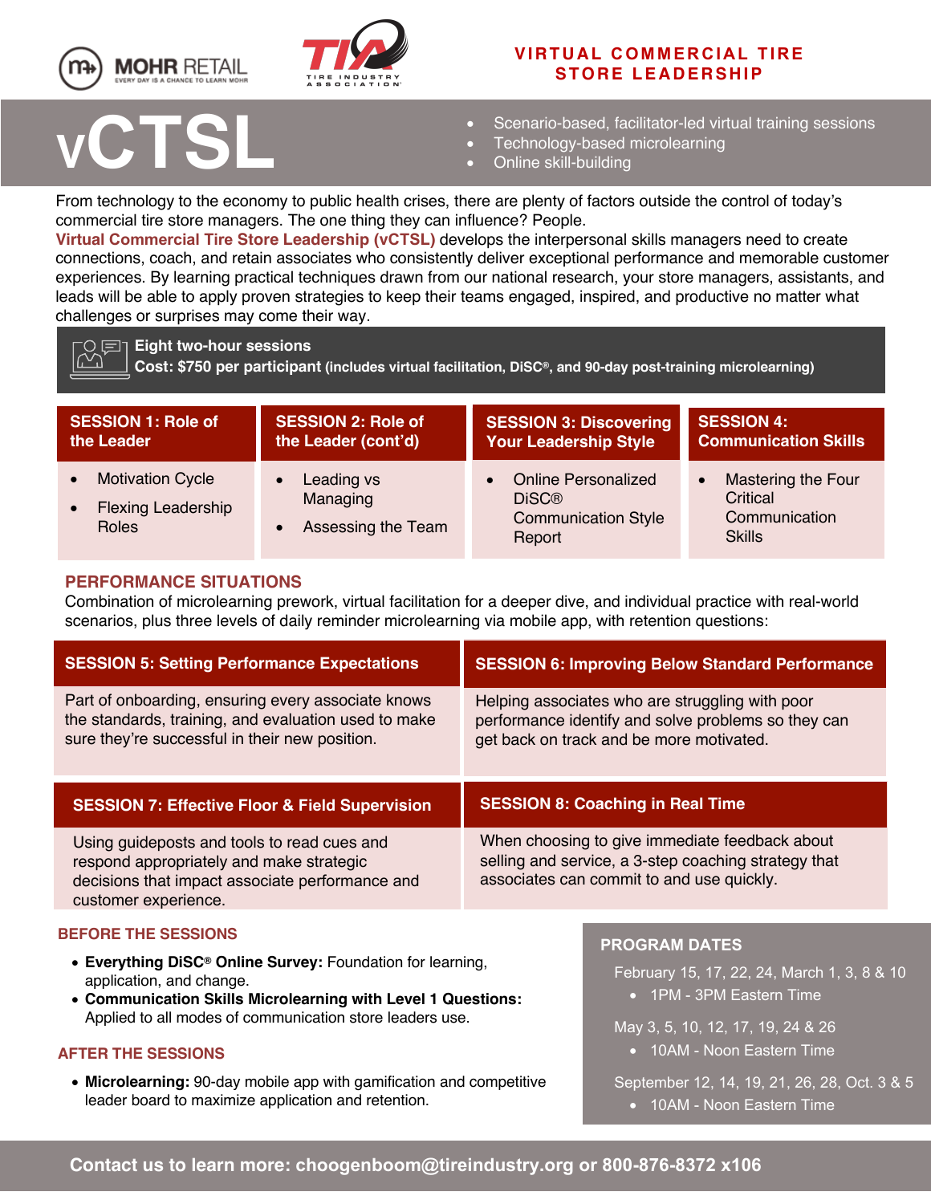MOHR RETAIL
EVERY DAY IS A CHANCE TO LEARN MOHR

TIA TIRE INDUSTRY ASSOCIATION

## VIRTUAL COMMERCIAL TIRE STORE LEADERSHIP

# vCTSL

- Scenario-based, facilitator-led virtual training sessions
- Technology-based microlearning
- Online skill-building

From technology to the economy to public health crises, there are plenty of factors outside the control of today's commercial tire store managers. The one thing they can influence? People.

**Virtual Commercial Tire Store Leadership (vCTSL)** develops the interpersonal skills managers need to create connections, coach, and retain associates who consistently deliver exceptional performance and memorable customer experiences. By learning practical techniques drawn from our national research, your store managers, assistants, and leads will be able to apply proven strategies to keep their teams engaged, inspired, and productive no matter what challenges or surprises may come their way.

**Eight two-hour sessions**
**Cost: $750 per participant (includes virtual facilitation, DiSC®, and 90-day post-training microlearning)**

| SESSION 1: Role of the Leader | SESSION 2: Role of the Leader (cont'd) | SESSION 3: Discovering Your Leadership Style | SESSION 4: Communication Skills |
|---|---|---|---|
| • Motivation Cycle<br>• Flexing Leadership Roles | • Leading vs Managing<br>• Assessing the Team | • Online Personalized DiSC® Communication Style Report | • Mastering the Four Critical Communication Skills |

### PERFORMANCE SITUATIONS

Combination of microlearning prework, virtual facilitation for a deeper dive, and individual practice with real-world scenarios, plus three levels of daily reminder microlearning via mobile app, with retention questions:

| SESSION 5: Setting Performance Expectations | SESSION 6: Improving Below Standard Performance |
|---|---|
| Part of onboarding, ensuring every associate knows the standards, training, and evaluation used to make sure they're successful in their new position. | Helping associates who are struggling with poor performance identify and solve problems so they can get back on track and be more motivated. |

| SESSION 7: Effective Floor & Field Supervision | SESSION 8: Coaching in Real Time |
|---|---|
| Using guideposts and tools to read cues and respond appropriately and make strategic decisions that impact associate performance and customer experience. | When choosing to give immediate feedback about selling and service, a 3-step coaching strategy that associates can commit to and use quickly. |

### BEFORE THE SESSIONS

- **Everything DiSC® Online Survey:** Foundation for learning, application, and change.
- **Communication Skills Microlearning with Level 1 Questions:** Applied to all modes of communication store leaders use.

### AFTER THE SESSIONS

- **Microlearning:** 90-day mobile app with gamification and competitive leader board to maximize application and retention.

### PROGRAM DATES

February 15, 17, 22, 24, March 1, 3, 8 & 10
- 1PM - 3PM Eastern Time

May 3, 5, 10, 12, 17, 19, 24 & 26
- 10AM - Noon Eastern Time

September 12, 14, 19, 21, 26, 28, Oct. 3 & 5
- 10AM - Noon Eastern Time

**Contact us to learn more: choogenboom@tireindustry.org or 800-876-8372 x106**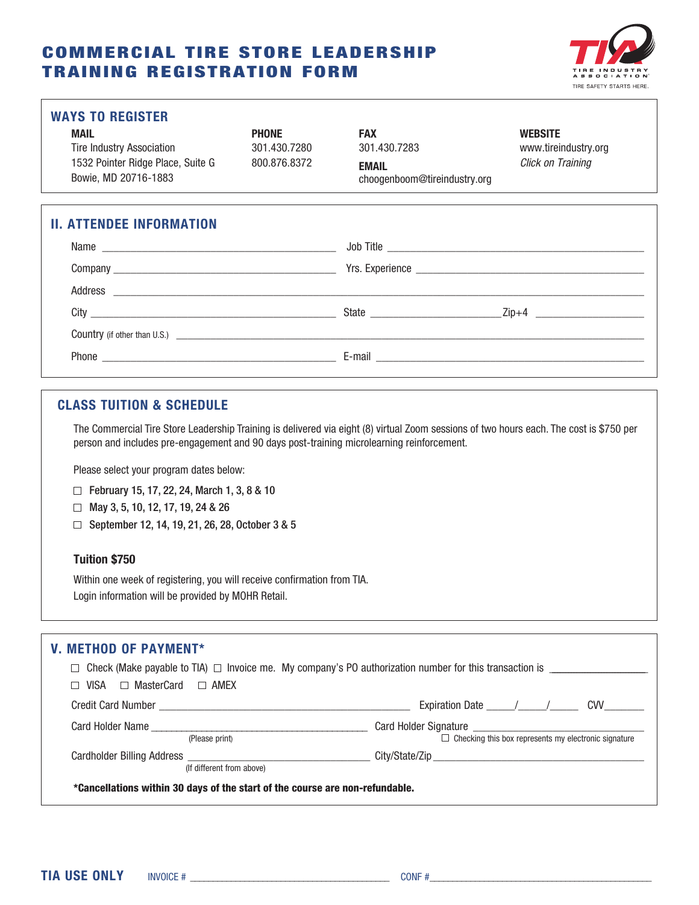# COMMERCIAL TIRE STORE LEADERSHIP TRAINING REGISTRATION FORM

TIA TIRE INDUSTRY ASSOCIATION
TIRE SAFETY STARTS HERE.

## WAYS TO REGISTER

**MAIL**
Tire Industry Association
1532 Pointer Ridge Place, Suite G
Bowie, MD 20716-1883

**PHONE**
301.430.7280
800.876.8372

**FAX**
301.430.7283

**EMAIL**
choogenboom@tireindustry.org

**WEBSITE**
www.tireindustry.org
*Click on Training*

## II. ATTENDEE INFORMATION

Name ______________________________ Job Title ______________________________

Company ______________________________ Yrs. Experience ______________________________

Address ____________________________________________________________

City ______________________________ State ______________ Zip+4 ______________

Country (if other than U.S.) ____________________________________________________________

Phone ______________________________ E-mail ______________________________

## CLASS TUITION & SCHEDULE

The Commercial Tire Store Leadership Training is delivered via eight (8) virtual Zoom sessions of two hours each. The cost is $750 per person and includes pre-engagement and 90 days post-training microlearning reinforcement.

Please select your program dates below:

- ☐ **February 15, 17, 22, 24, March 1, 3, 8 & 10**
- ☐ **May 3, 5, 10, 12, 17, 19, 24 & 26**
- ☐ **September 12, 14, 19, 21, 26, 28, October 3 & 5**

**Tuition $750**

Within one week of registering, you will receive confirmation from TIA.
Login information will be provided by MOHR Retail.

## V. METHOD OF PAYMENT*

☐ Check (Make payable to TIA) ☐ Invoice me. My company's PO authorization number for this transaction is ______________

☐ VISA ☐ MasterCard ☐ AMEX

Credit Card Number ______________________________ Expiration Date _____/_____/_____ CVV_______

Card Holder Name ______________________________ (Please print) Card Holder Signature ______________________________
☐ Checking this box represents my electronic signature

Cardholder Billing Address ______________________________ (If different from above) City/State/Zip ______________________________

**\*Cancellations within 30 days of the start of the course are non-refundable.**

**TIA USE ONLY** INVOICE # ______________________________ CONF # ______________________________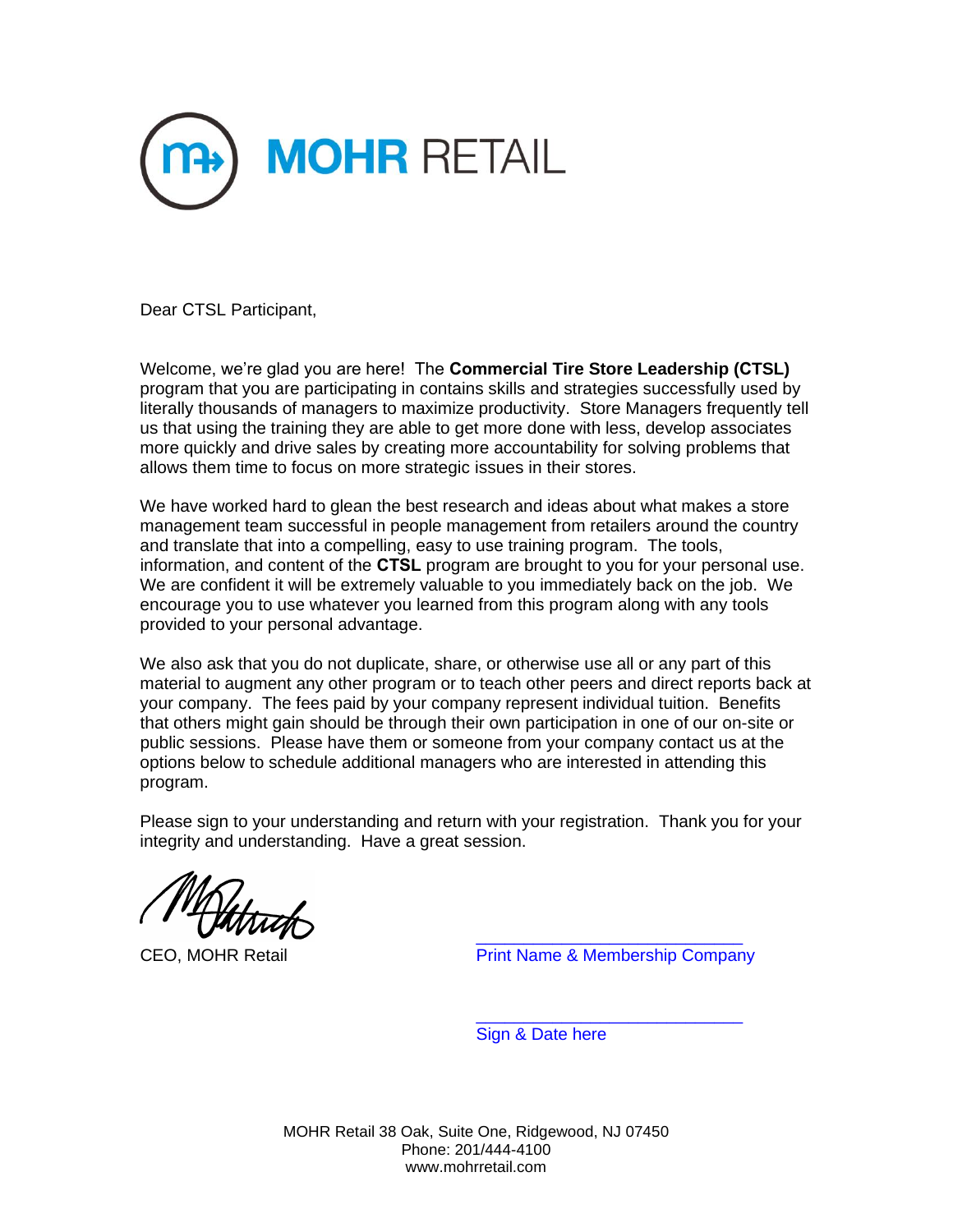MOHR RETAIL

Dear CTSL Participant,

Welcome, we're glad you are here! The **Commercial Tire Store Leadership (CTSL)** program that you are participating in contains skills and strategies successfully used by literally thousands of managers to maximize productivity. Store Managers frequently tell us that using the training they are able to get more done with less, develop associates more quickly and drive sales by creating more accountability for solving problems that allows them time to focus on more strategic issues in their stores.

We have worked hard to glean the best research and ideas about what makes a store management team successful in people management from retailers around the country and translate that into a compelling, easy to use training program. The tools, information, and content of the **CTSL** program are brought to you for your personal use. We are confident it will be extremely valuable to you immediately back on the job. We encourage you to use whatever you learned from this program along with any tools provided to your personal advantage.

We also ask that you do not duplicate, share, or otherwise use all or any part of this material to augment any other program or to teach other peers and direct reports back at your company. The fees paid by your company represent individual tuition. Benefits that others might gain should be through their own participation in one of our on-site or public sessions. Please have them or someone from your company contact us at the options below to schedule additional managers who are interested in attending this program.

Please sign to your understanding and return with your registration. Thank you for your integrity and understanding. Have a great session.

CEO, MOHR Retail

\_\_\_\_\_\_\_\_\_\_\_\_\_\_\_\_\_\_\_\_\_\_\_\_\_\_\_\_\_\_
Print Name & Membership Company

\_\_\_\_\_\_\_\_\_\_\_\_\_\_\_\_\_\_\_\_\_\_\_\_\_\_\_\_\_\_
Sign & Date here

MOHR Retail 38 Oak, Suite One, Ridgewood, NJ 07450
Phone: 201/444-4100
www.mohrretail.com